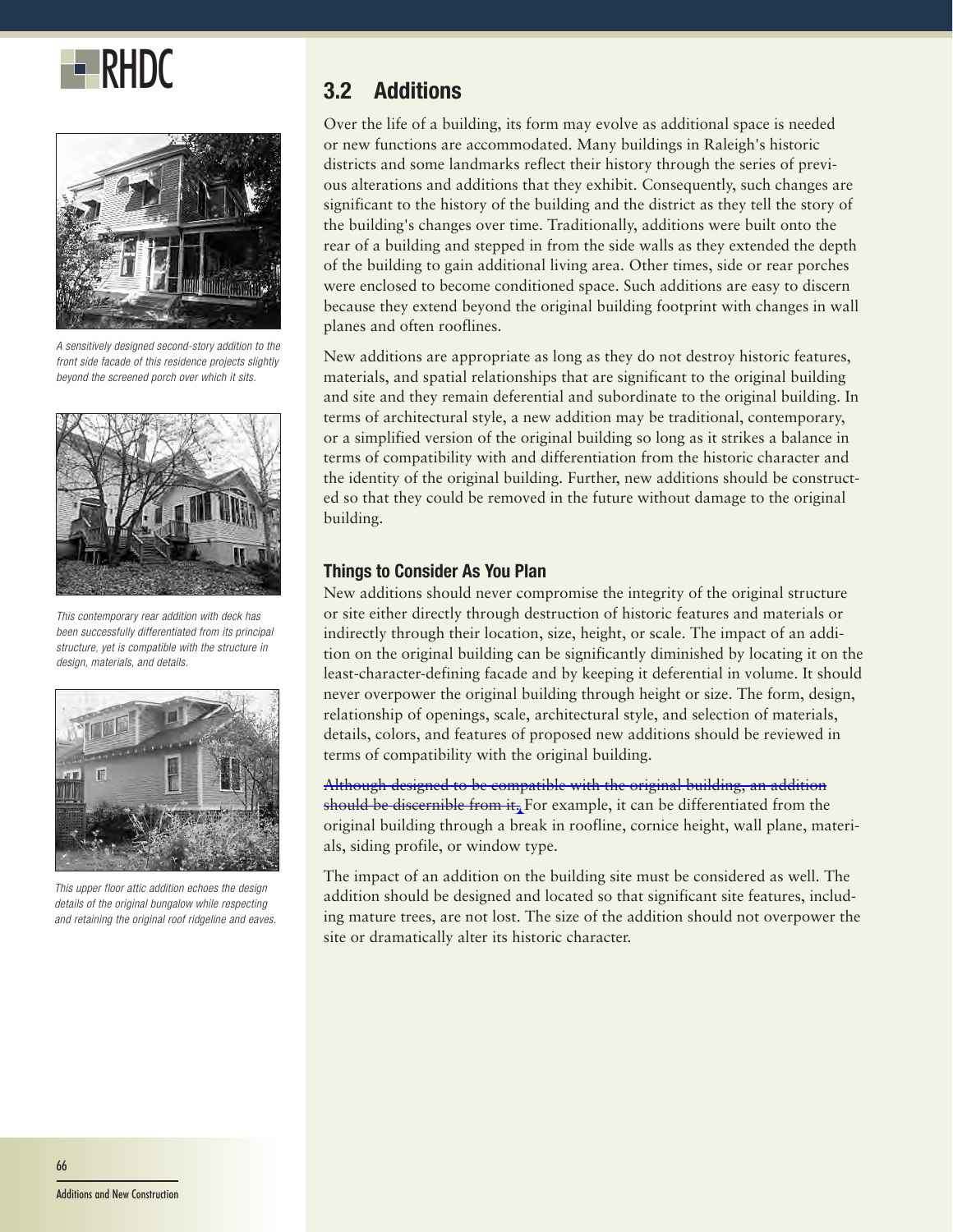# RHDC

A sensitively designed second-story addition to the front side facade of this residence projects slightly beyond the screened porch over which it sits.

This contemporary rear addition with deck has been successfully differentiated from its principal structure, yet is compatible with the structure in design, materials, and details.

This upper floor attic addition echoes the design details of the original bungalow while respecting and retaining the original roof ridgeline and eaves.

## 3.2 Additions

Over the life of a building, its form may evolve as additional space is needed or new functions are accommodated. Many buildings in Raleigh's historic districts and some landmarks reflect their history through the series of previous alterations and additions that they exhibit. Consequently, such changes are significant to the history of the building and the district as they tell the story of the building's changes over time. Traditionally, additions were built onto the rear of a building and stepped in from the side walls as they extended the depth of the building to gain additional living area. Other times, side or rear porches were enclosed to become conditioned space. Such additions are easy to discern because they extend beyond the original building footprint with changes in wall planes and often rooflines.

New additions are appropriate as long as they do not destroy historic features, materials, and spatial relationships that are significant to the original building and site and they remain deferential and subordinate to the original building. In terms of architectural style, a new addition may be traditional, contemporary, or a simplified version of the original building so long as it strikes a balance in terms of compatibility with and differentiation from the historic character and the identity of the original building. Further, new additions should be constructed so that they could be removed in the future without damage to the original building.

### Things to Consider As You Plan

New additions should never compromise the integrity of the original structure or site either directly through destruction of historic features and materials or indirectly through their location, size, height, or scale. The impact of an addition on the original building can be significantly diminished by locating it on the least-character-defining facade and by keeping it deferential in volume. It should never overpower the original building through height or size. The form, design, relationship of openings, scale, architectural style, and selection of materials, details, colors, and features of proposed new additions should be reviewed in terms of compatibility with the original building.

~~Although designed to be compatible with the original building, an addition should be discernible from it.~~ For example, it can be differentiated from the original building through a break in roofline, cornice height, wall plane, materials, siding profile, or window type.

The impact of an addition on the building site must be considered as well. The addition should be designed and located so that significant site features, including mature trees, are not lost. The size of the addition should not overpower the site or dramatically alter its historic character.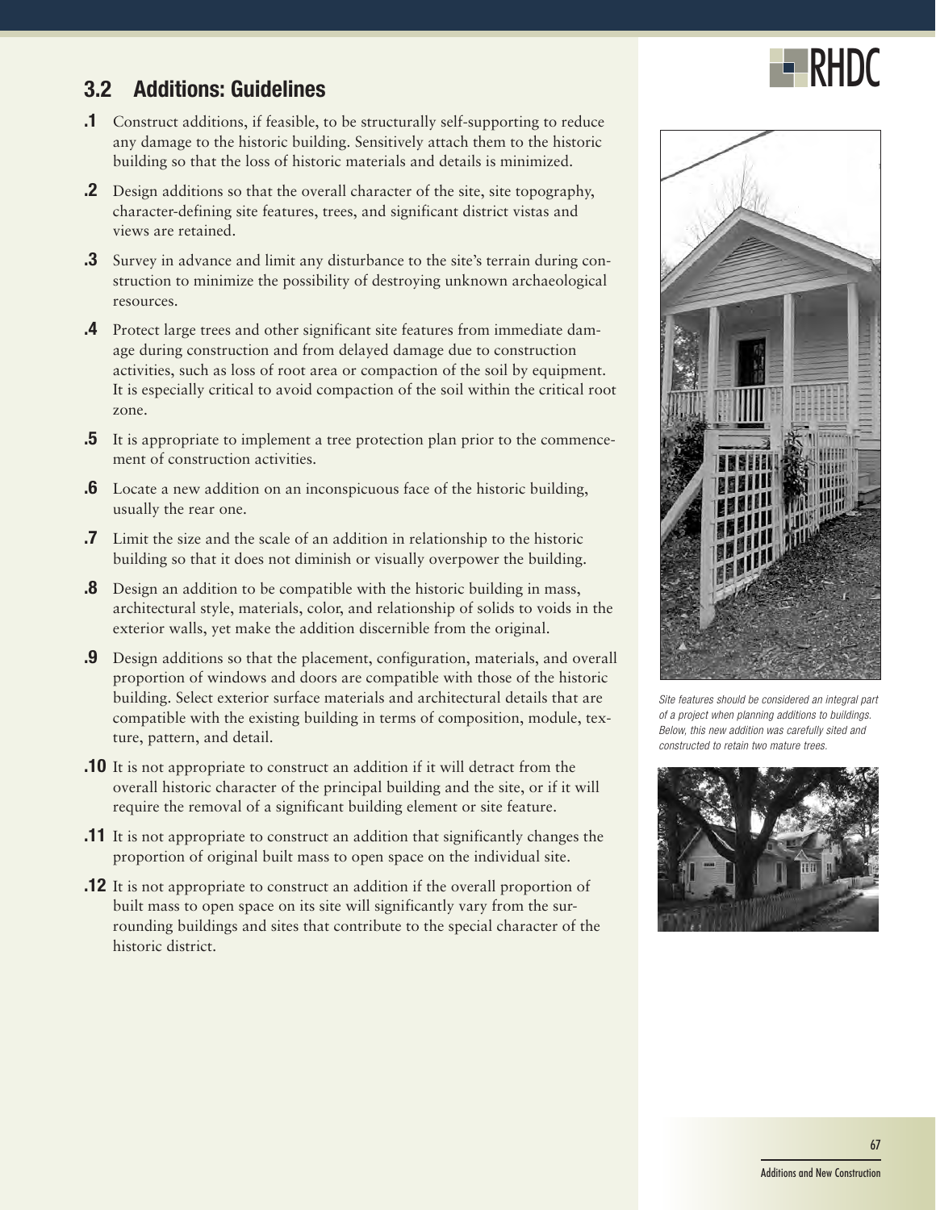## 3.2 Additions: Guidelines

**.1** Construct additions, if feasible, to be structurally self-supporting to reduce any damage to the historic building. Sensitively attach them to the historic building so that the loss of historic materials and details is minimized.

**.2** Design additions so that the overall character of the site, site topography, character-defining site features, trees, and significant district vistas and views are retained.

**.3** Survey in advance and limit any disturbance to the site's terrain during construction to minimize the possibility of destroying unknown archaeological resources.

**.4** Protect large trees and other significant site features from immediate damage during construction and from delayed damage due to construction activities, such as loss of root area or compaction of the soil by equipment. It is especially critical to avoid compaction of the soil within the critical root zone.

**.5** It is appropriate to implement a tree protection plan prior to the commencement of construction activities.

**.6** Locate a new addition on an inconspicuous face of the historic building, usually the rear one.

**.7** Limit the size and the scale of an addition in relationship to the historic building so that it does not diminish or visually overpower the building.

**.8** Design an addition to be compatible with the historic building in mass, architectural style, materials, color, and relationship of solids to voids in the exterior walls, yet make the addition discernible from the original.

**.9** Design additions so that the placement, configuration, materials, and overall proportion of windows and doors are compatible with those of the historic building. Select exterior surface materials and architectural details that are compatible with the existing building in terms of composition, module, texture, pattern, and detail.

**.10** It is not appropriate to construct an addition if it will detract from the overall historic character of the principal building and the site, or if it will require the removal of a significant building element or site feature.

**.11** It is not appropriate to construct an addition that significantly changes the proportion of original built mass to open space on the individual site.

**.12** It is not appropriate to construct an addition if the overall proportion of built mass to open space on its site will significantly vary from the surrounding buildings and sites that contribute to the special character of the historic district.

*Site features should be considered an integral part of a project when planning additions to buildings. Below, this new addition was carefully sited and constructed to retain two mature trees.*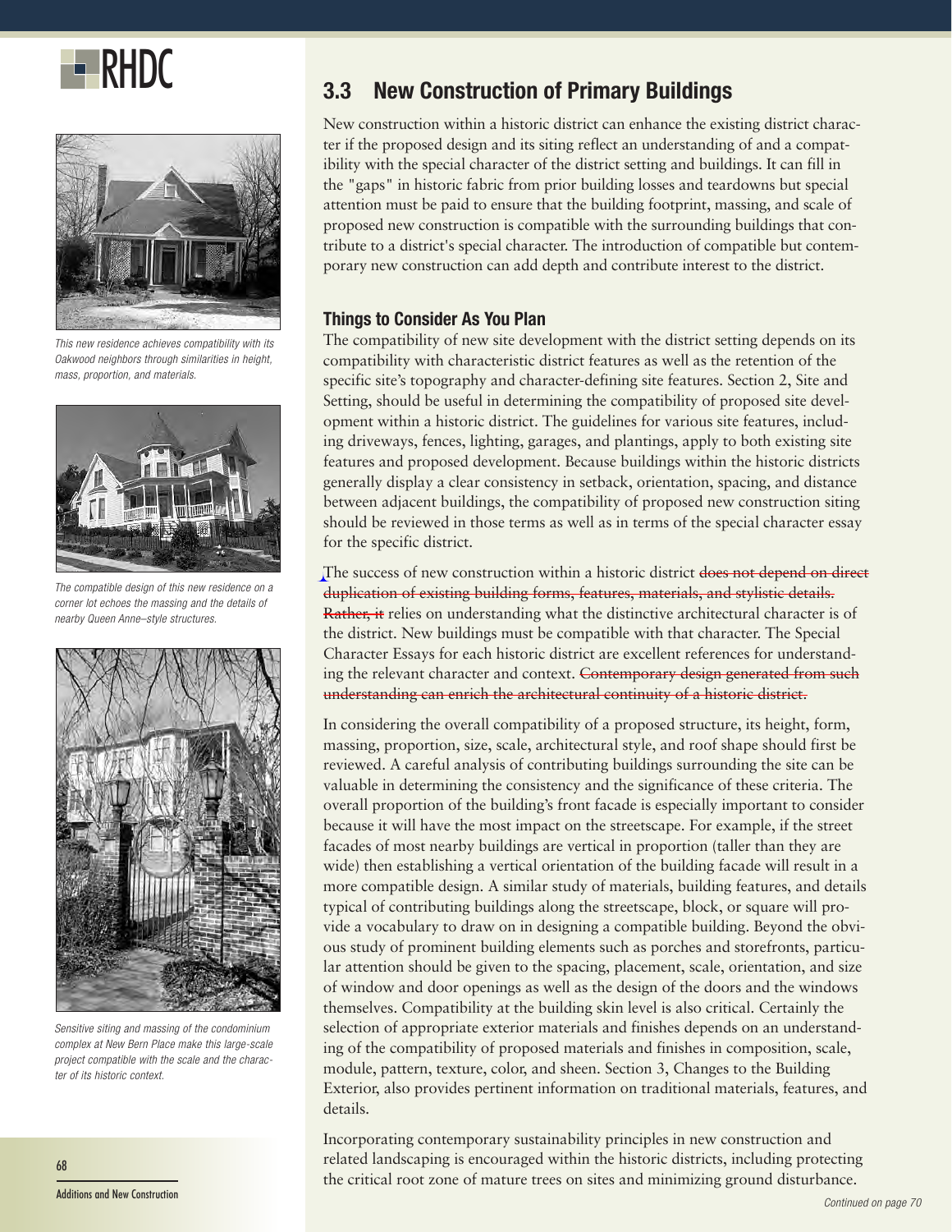## 3.3 New Construction of Primary Buildings

New construction within a historic district can enhance the existing district character if the proposed design and its siting reflect an understanding of and a compatibility with the special character of the district setting and buildings. It can fill in the "gaps" in historic fabric from prior building losses and teardowns but special attention must be paid to ensure that the building footprint, massing, and scale of proposed new construction is compatible with the surrounding buildings that contribute to a district's special character. The introduction of compatible but contemporary new construction can add depth and contribute interest to the district.

*This new residence achieves compatibility with its Oakwood neighbors through similarities in height, mass, proportion, and materials.*

*The compatible design of this new residence on a corner lot echoes the massing and the details of nearby Queen Anne–style structures.*

*Sensitive siting and massing of the condominium complex at New Bern Place make this large-scale project compatible with the scale and the character of its historic context.*

### Things to Consider As You Plan

The compatibility of new site development with the district setting depends on its compatibility with characteristic district features as well as the retention of the specific site's topography and character-defining site features. Section 2, Site and Setting, should be useful in determining the compatibility of proposed site development within a historic district. The guidelines for various site features, including driveways, fences, lighting, garages, and plantings, apply to both existing site features and proposed development. Because buildings within the historic districts generally display a clear consistency in setback, orientation, spacing, and distance between adjacent buildings, the compatibility of proposed new construction siting should be reviewed in those terms as well as in terms of the special character essay for the specific district.

The success of new construction within a historic district ~~does not depend on direct duplication of existing building forms, features, materials, and stylistic details. Rather, it~~ relies on understanding what the distinctive architectural character is of the district. New buildings must be compatible with that character. The Special Character Essays for each historic district are excellent references for understanding the relevant character and context. ~~Contemporary design generated from such understanding can enrich the architectural continuity of a historic district.~~

In considering the overall compatibility of a proposed structure, its height, form, massing, proportion, size, scale, architectural style, and roof shape should first be reviewed. A careful analysis of contributing buildings surrounding the site can be valuable in determining the consistency and the significance of these criteria. The overall proportion of the building's front facade is especially important to consider because it will have the most impact on the streetscape. For example, if the street facades of most nearby buildings are vertical in proportion (taller than they are wide) then establishing a vertical orientation of the building facade will result in a more compatible design. A similar study of materials, building features, and details typical of contributing buildings along the streetscape, block, or square will provide a vocabulary to draw on in designing a compatible building. Beyond the obvious study of prominent building elements such as porches and storefronts, particular attention should be given to the spacing, placement, scale, orientation, and size of window and door openings as well as the design of the doors and the windows themselves. Compatibility at the building skin level is also critical. Certainly the selection of appropriate exterior materials and finishes depends on an understanding of the compatibility of proposed materials and finishes in composition, scale, module, pattern, texture, color, and sheen. Section 3, Changes to the Building Exterior, also provides pertinent information on traditional materials, features, and details.

Incorporating contemporary sustainability principles in new construction and related landscaping is encouraged within the historic districts, including protecting the critical root zone of mature trees on sites and minimizing ground disturbance.

*Continued on page 70*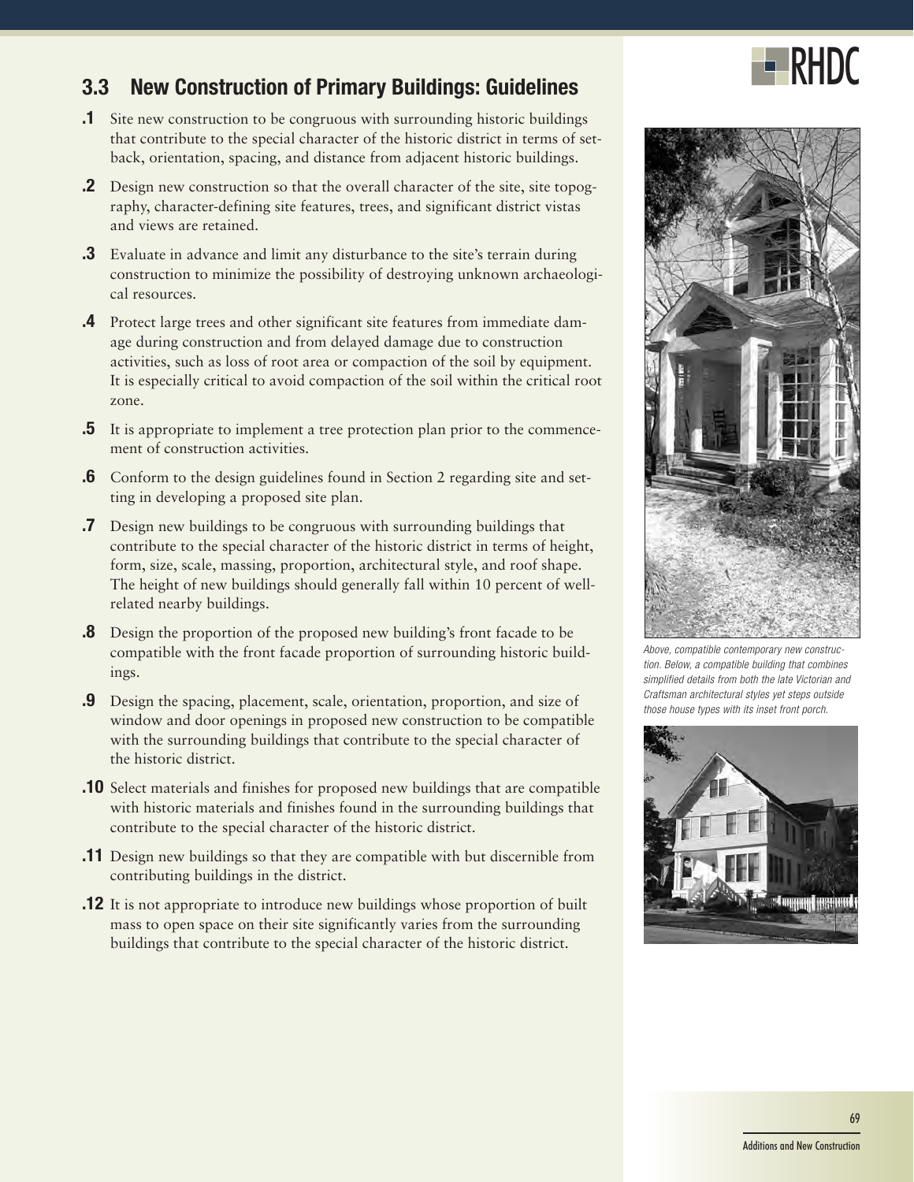## 3.3 New Construction of Primary Buildings: Guidelines

**.1** Site new construction to be congruous with surrounding historic buildings that contribute to the special character of the historic district in terms of setback, orientation, spacing, and distance from adjacent historic buildings.

**.2** Design new construction so that the overall character of the site, site topography, character-defining site features, trees, and significant district vistas and views are retained.

**.3** Evaluate in advance and limit any disturbance to the site's terrain during construction to minimize the possibility of destroying unknown archaeological resources.

**.4** Protect large trees and other significant site features from immediate damage during construction and from delayed damage due to construction activities, such as loss of root area or compaction of the soil by equipment. It is especially critical to avoid compaction of the soil within the critical root zone.

**.5** It is appropriate to implement a tree protection plan prior to the commencement of construction activities.

**.6** Conform to the design guidelines found in Section 2 regarding site and setting in developing a proposed site plan.

**.7** Design new buildings to be congruous with surrounding buildings that contribute to the special character of the historic district in terms of height, form, size, scale, massing, proportion, architectural style, and roof shape. The height of new buildings should generally fall within 10 percent of well-related nearby buildings.

**.8** Design the proportion of the proposed new building's front facade to be compatible with the front facade proportion of surrounding historic buildings.

**.9** Design the spacing, placement, scale, orientation, proportion, and size of window and door openings in proposed new construction to be compatible with the surrounding buildings that contribute to the special character of the historic district.

**.10** Select materials and finishes for proposed new buildings that are compatible with historic materials and finishes found in the surrounding buildings that contribute to the special character of the historic district.

**.11** Design new buildings so that they are compatible with but discernible from contributing buildings in the district.

**.12** It is not appropriate to introduce new buildings whose proportion of built mass to open space on their site significantly varies from the surrounding buildings that contribute to the special character of the historic district.

*Above, compatible contemporary new construction. Below, a compatible building that combines simplified details from both the late Victorian and Craftsman architectural styles yet steps outside those house types with its inset front porch.*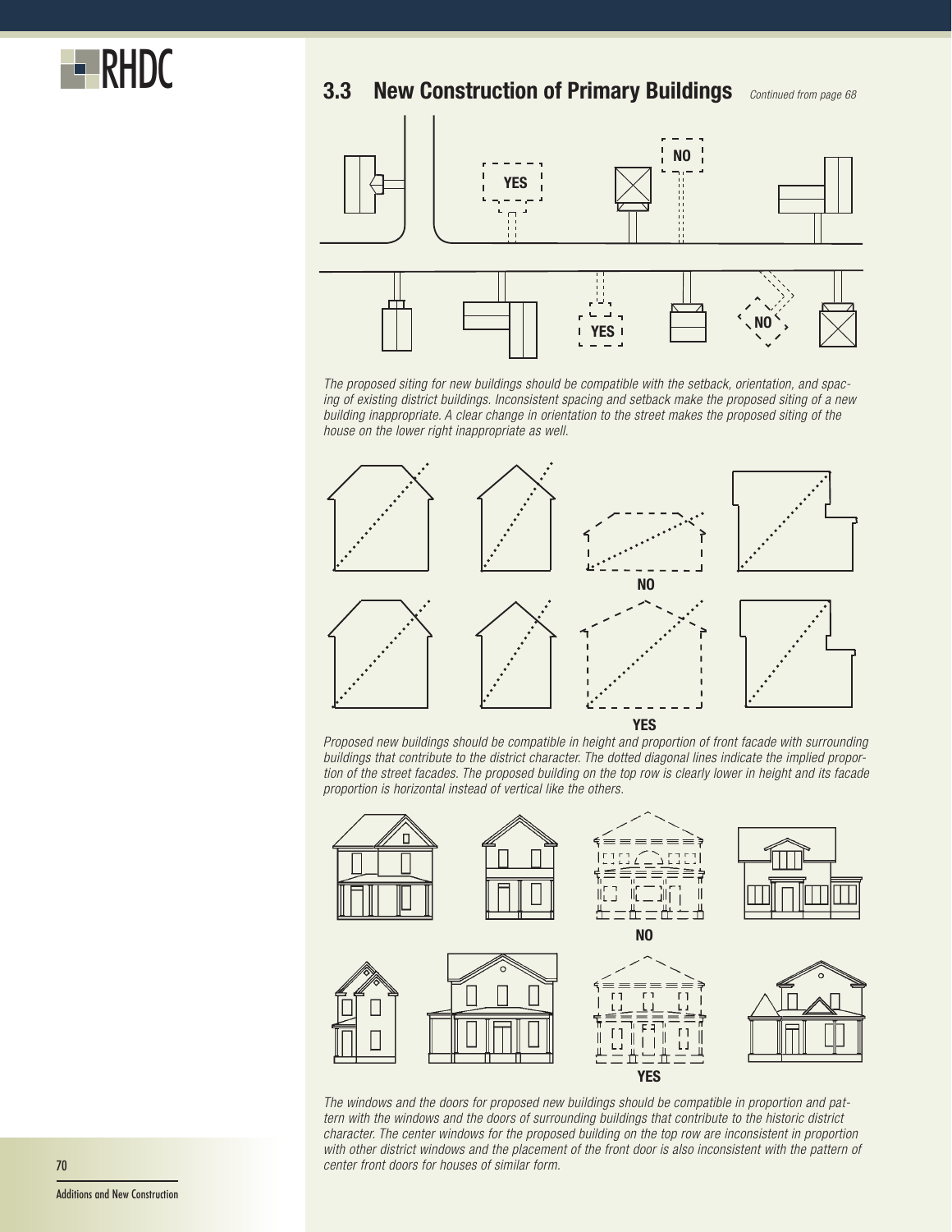## 3.3 New Construction of Primary Buildings

*Continued from page 68*

NO

YES

YES

NO

*The proposed siting for new buildings should be compatible with the setback, orientation, and spacing of existing district buildings. Inconsistent spacing and setback make the proposed siting of a new building inappropriate. A clear change in orientation to the street makes the proposed siting of the house on the lower right inappropriate as well.*

NO

YES

*Proposed new buildings should be compatible in height and proportion of front facade with surrounding buildings that contribute to the district character. The dotted diagonal lines indicate the implied proportion of the street facades. The proposed building on the top row is clearly lower in height and its facade proportion is horizontal instead of vertical like the others.*

NO

YES

*The windows and the doors for proposed new buildings should be compatible in proportion and pattern with the windows and the doors of surrounding buildings that contribute to the historic district character. The center windows for the proposed building on the top row are inconsistent in proportion with other district windows and the placement of the front door is also inconsistent with the pattern of center front doors for houses of similar form.*